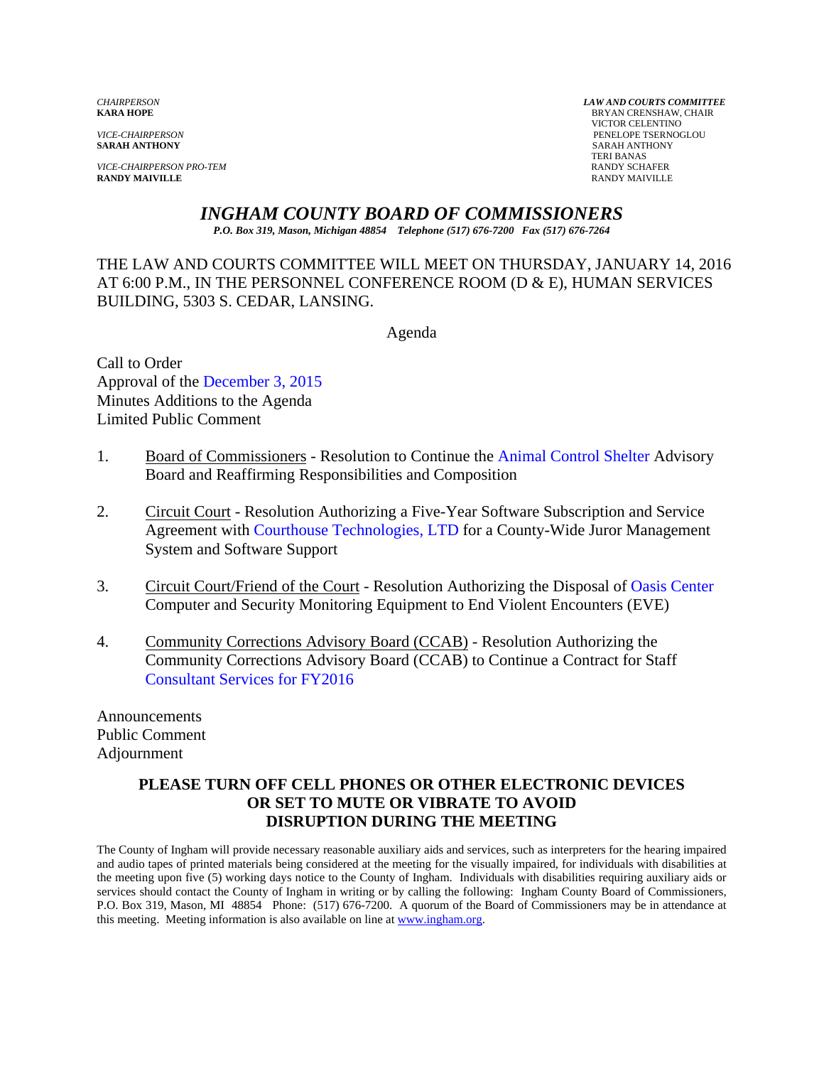*CHAIRPERSON*
**KARA HOPE**

*VICE-CHAIRPERSON*
**SARAH ANTHONY**

*VICE-CHAIRPERSON PRO-TEM*
**RANDY MAIVILLE**

***LAW AND COURTS COMMITTEE***
BRYAN CRENSHAW, CHAIR
VICTOR CELENTINO
PENELOPE TSERNOGLOU
SARAH ANTHONY
TERI BANAS
RANDY SCHAFER
RANDY MAIVILLE

# *INGHAM COUNTY BOARD OF COMMISSIONERS*

***P.O. Box 319, Mason, Michigan 48854 Telephone (517) 676-7200 Fax (517) 676-7264***

THE LAW AND COURTS COMMITTEE WILL MEET ON THURSDAY, JANUARY 14, 2016 AT 6:00 P.M., IN THE PERSONNEL CONFERENCE ROOM (D & E), HUMAN SERVICES BUILDING, 5303 S. CEDAR, LANSING.

Agenda

Call to Order
Approval of the December 3, 2015 Minutes
Additions to the Agenda
Limited Public Comment

1. Board of Commissioners - Resolution to Continue the Animal Control Shelter Advisory Board and Reaffirming Responsibilities and Composition

2. Circuit Court - Resolution Authorizing a Five-Year Software Subscription and Service Agreement with Courthouse Technologies, LTD for a County-Wide Juror Management System and Software Support

3. Circuit Court/Friend of the Court - Resolution Authorizing the Disposal of Oasis Center Computer and Security Monitoring Equipment to End Violent Encounters (EVE)

4. Community Corrections Advisory Board (CCAB) - Resolution Authorizing the Community Corrections Advisory Board (CCAB) to Continue a Contract for Staff Consultant Services for FY2016

Announcements
Public Comment
Adjournment

**PLEASE TURN OFF CELL PHONES OR OTHER ELECTRONIC DEVICES OR SET TO MUTE OR VIBRATE TO AVOID DISRUPTION DURING THE MEETING**

The County of Ingham will provide necessary reasonable auxiliary aids and services, such as interpreters for the hearing impaired and audio tapes of printed materials being considered at the meeting for the visually impaired, for individuals with disabilities at the meeting upon five (5) working days notice to the County of Ingham. Individuals with disabilities requiring auxiliary aids or services should contact the County of Ingham in writing or by calling the following: Ingham County Board of Commissioners, P.O. Box 319, Mason, MI 48854 Phone: (517) 676-7200. A quorum of the Board of Commissioners may be in attendance at this meeting. Meeting information is also available on line at www.ingham.org.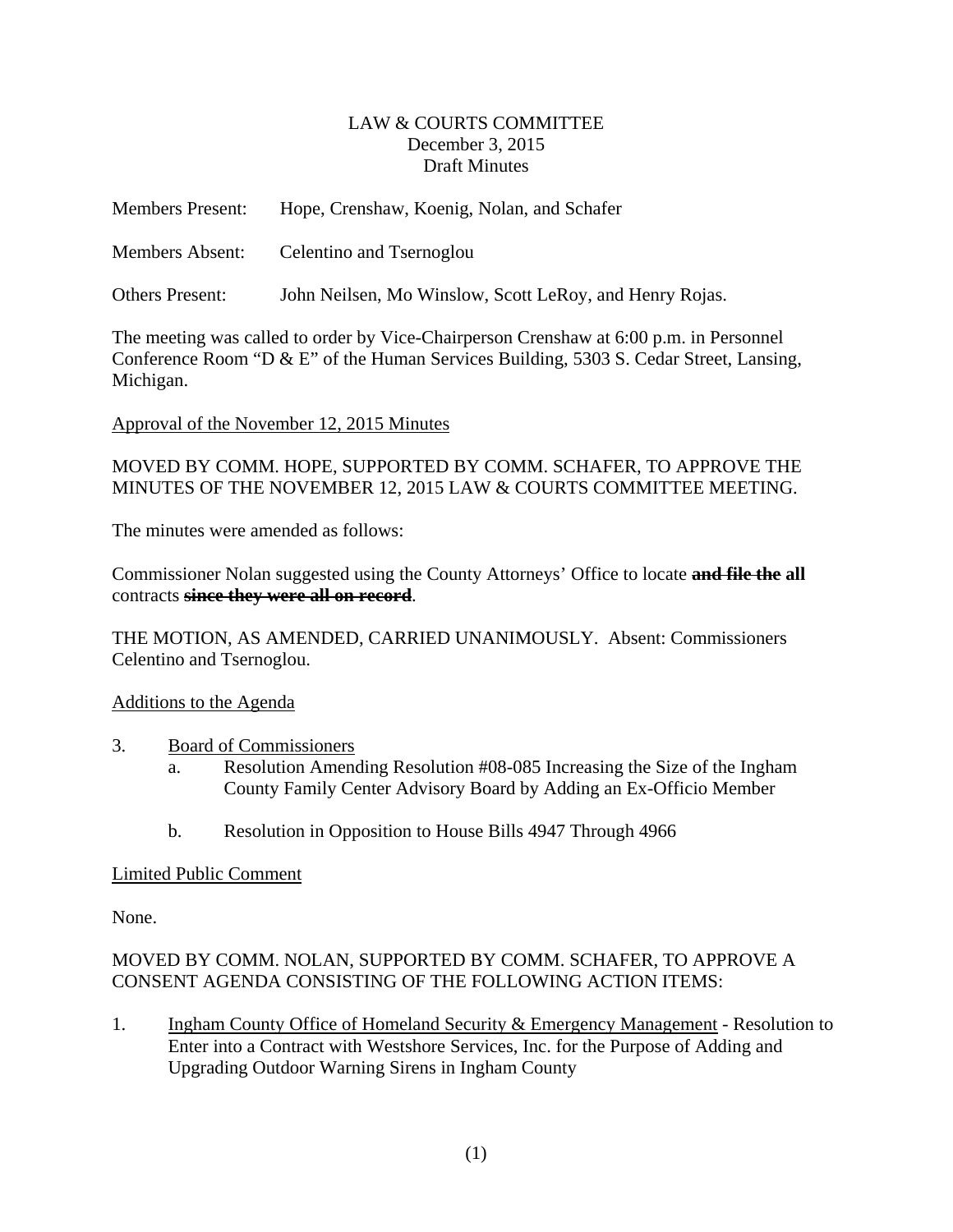LAW & COURTS COMMITTEE
December 3, 2015
Draft Minutes

Members Present: Hope, Crenshaw, Koenig, Nolan, and Schafer

Members Absent: Celentino and Tsernoglou

Others Present: John Neilsen, Mo Winslow, Scott LeRoy, and Henry Rojas.

The meeting was called to order by Vice-Chairperson Crenshaw at 6:00 p.m. in Personnel Conference Room "D & E" of the Human Services Building, 5303 S. Cedar Street, Lansing, Michigan.

Approval of the November 12, 2015 Minutes

MOVED BY COMM. HOPE, SUPPORTED BY COMM. SCHAFER, TO APPROVE THE MINUTES OF THE NOVEMBER 12, 2015 LAW & COURTS COMMITTEE MEETING.

The minutes were amended as follows:

Commissioner Nolan suggested using the County Attorneys' Office to locate ~~**and file the**~~ **all** contracts ~~**since they were all on record**~~.

THE MOTION, AS AMENDED, CARRIED UNANIMOUSLY. Absent: Commissioners Celentino and Tsernoglou.

Additions to the Agenda

3. Board of Commissioners
   a. Resolution Amending Resolution #08-085 Increasing the Size of the Ingham County Family Center Advisory Board by Adding an Ex-Officio Member

   b. Resolution in Opposition to House Bills 4947 Through 4966

Limited Public Comment

None.

MOVED BY COMM. NOLAN, SUPPORTED BY COMM. SCHAFER, TO APPROVE A CONSENT AGENDA CONSISTING OF THE FOLLOWING ACTION ITEMS:

1. Ingham County Office of Homeland Security & Emergency Management - Resolution to Enter into a Contract with Westshore Services, Inc. for the Purpose of Adding and Upgrading Outdoor Warning Sirens in Ingham County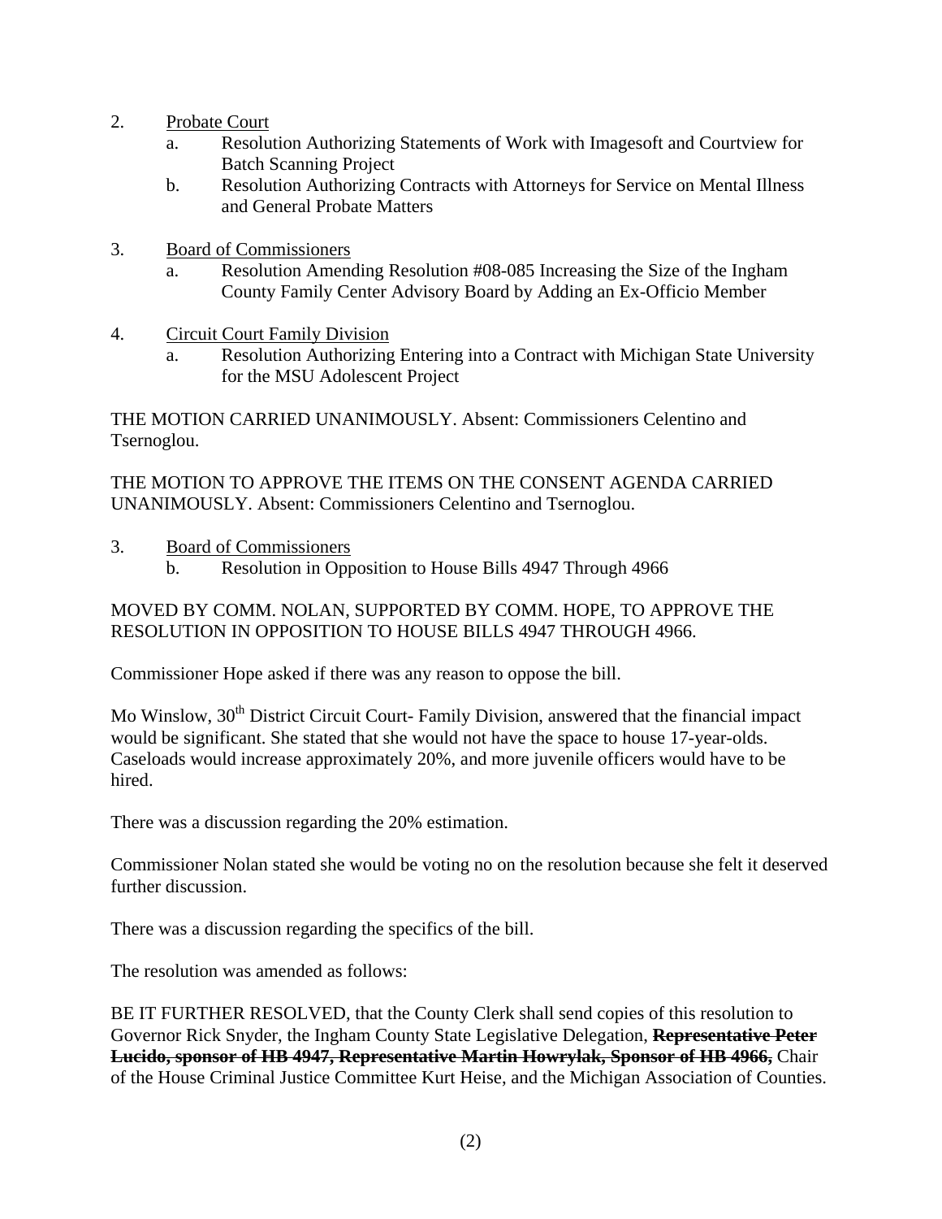2. Probate Court
   a. Resolution Authorizing Statements of Work with Imagesoft and Courtview for Batch Scanning Project
   b. Resolution Authorizing Contracts with Attorneys for Service on Mental Illness and General Probate Matters

3. Board of Commissioners
   a. Resolution Amending Resolution #08-085 Increasing the Size of the Ingham County Family Center Advisory Board by Adding an Ex-Officio Member

4. Circuit Court Family Division
   a. Resolution Authorizing Entering into a Contract with Michigan State University for the MSU Adolescent Project

THE MOTION CARRIED UNANIMOUSLY. Absent: Commissioners Celentino and Tsernoglou.

THE MOTION TO APPROVE THE ITEMS ON THE CONSENT AGENDA CARRIED UNANIMOUSLY. Absent: Commissioners Celentino and Tsernoglou.

3. Board of Commissioners
   b. Resolution in Opposition to House Bills 4947 Through 4966

MOVED BY COMM. NOLAN, SUPPORTED BY COMM. HOPE, TO APPROVE THE RESOLUTION IN OPPOSITION TO HOUSE BILLS 4947 THROUGH 4966.

Commissioner Hope asked if there was any reason to oppose the bill.

Mo Winslow, 30th District Circuit Court- Family Division, answered that the financial impact would be significant. She stated that she would not have the space to house 17-year-olds. Caseloads would increase approximately 20%, and more juvenile officers would have to be hired.

There was a discussion regarding the 20% estimation.

Commissioner Nolan stated she would be voting no on the resolution because she felt it deserved further discussion.

There was a discussion regarding the specifics of the bill.

The resolution was amended as follows:

BE IT FURTHER RESOLVED, that the County Clerk shall send copies of this resolution to Governor Rick Snyder, the Ingham County State Legislative Delegation, ~~**Representative Peter Lucido, sponsor of HB 4947, Representative Martin Howrylak, Sponsor of HB 4966,**~~ Chair of the House Criminal Justice Committee Kurt Heise, and the Michigan Association of Counties.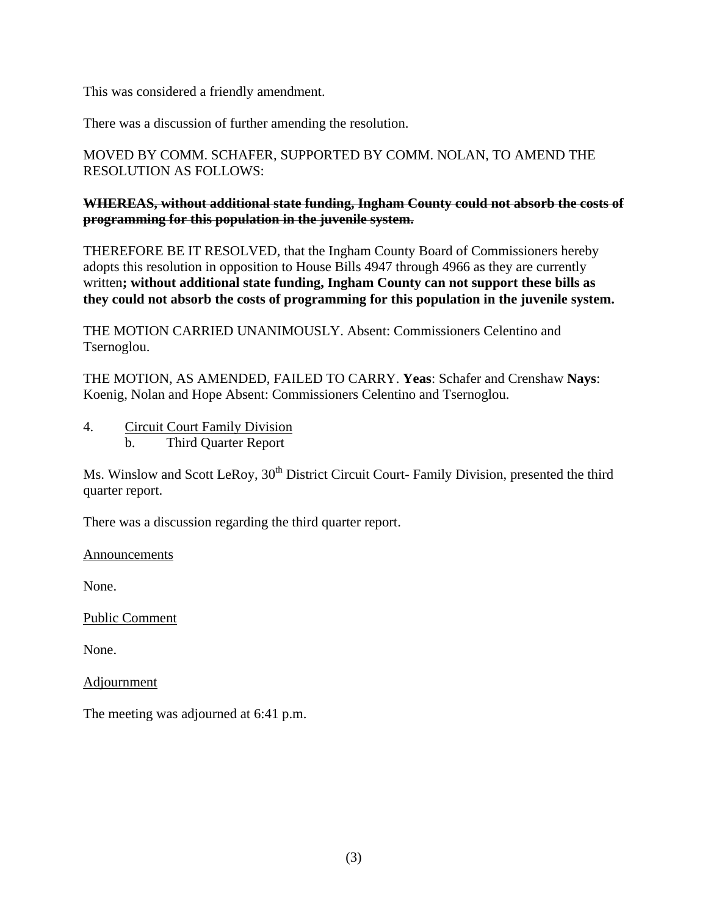This was considered a friendly amendment.

There was a discussion of further amending the resolution.

MOVED BY COMM. SCHAFER, SUPPORTED BY COMM. NOLAN, TO AMEND THE RESOLUTION AS FOLLOWS:

~~**WHEREAS, without additional state funding, Ingham County could not absorb the costs of programming for this population in the juvenile system.**~~

THEREFORE BE IT RESOLVED, that the Ingham County Board of Commissioners hereby adopts this resolution in opposition to House Bills 4947 through 4966 as they are currently written**; without additional state funding, Ingham County can not support these bills as they could not absorb the costs of programming for this population in the juvenile system.**

THE MOTION CARRIED UNANIMOUSLY. Absent: Commissioners Celentino and Tsernoglou.

THE MOTION, AS AMENDED, FAILED TO CARRY. **Yeas**: Schafer and Crenshaw **Nays**: Koenig, Nolan and Hope Absent: Commissioners Celentino and Tsernoglou.

4. Circuit Court Family Division
   b. Third Quarter Report

Ms. Winslow and Scott LeRoy, 30th District Circuit Court- Family Division, presented the third quarter report.

There was a discussion regarding the third quarter report.

Announcements

None.

Public Comment

None.

Adjournment

The meeting was adjourned at 6:41 p.m.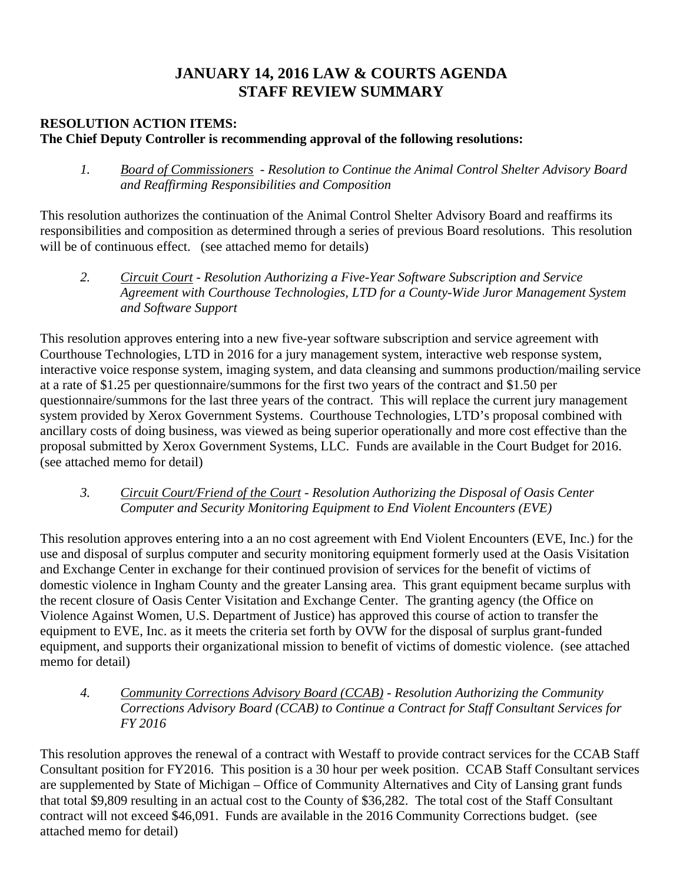# JANUARY 14, 2016 LAW & COURTS AGENDA
# STAFF REVIEW SUMMARY

**RESOLUTION ACTION ITEMS:**
**The Chief Deputy Controller is recommending approval of the following resolutions:**

1. *Board of Commissioners - Resolution to Continue the Animal Control Shelter Advisory Board and Reaffirming Responsibilities and Composition*

This resolution authorizes the continuation of the Animal Control Shelter Advisory Board and reaffirms its responsibilities and composition as determined through a series of previous Board resolutions. This resolution will be of continuous effect. (see attached memo for details)

2. *Circuit Court - Resolution Authorizing a Five-Year Software Subscription and Service Agreement with Courthouse Technologies, LTD for a County-Wide Juror Management System and Software Support*

This resolution approves entering into a new five-year software subscription and service agreement with Courthouse Technologies, LTD in 2016 for a jury management system, interactive web response system, interactive voice response system, imaging system, and data cleansing and summons production/mailing service at a rate of $1.25 per questionnaire/summons for the first two years of the contract and $1.50 per questionnaire/summons for the last three years of the contract. This will replace the current jury management system provided by Xerox Government Systems. Courthouse Technologies, LTD's proposal combined with ancillary costs of doing business, was viewed as being superior operationally and more cost effective than the proposal submitted by Xerox Government Systems, LLC. Funds are available in the Court Budget for 2016. (see attached memo for detail)

3. *Circuit Court/Friend of the Court - Resolution Authorizing the Disposal of Oasis Center Computer and Security Monitoring Equipment to End Violent Encounters (EVE)*

This resolution approves entering into a an no cost agreement with End Violent Encounters (EVE, Inc.) for the use and disposal of surplus computer and security monitoring equipment formerly used at the Oasis Visitation and Exchange Center in exchange for their continued provision of services for the benefit of victims of domestic violence in Ingham County and the greater Lansing area. This grant equipment became surplus with the recent closure of Oasis Center Visitation and Exchange Center. The granting agency (the Office on Violence Against Women, U.S. Department of Justice) has approved this course of action to transfer the equipment to EVE, Inc. as it meets the criteria set forth by OVW for the disposal of surplus grant-funded equipment, and supports their organizational mission to benefit of victims of domestic violence. (see attached memo for detail)

4. *Community Corrections Advisory Board (CCAB) - Resolution Authorizing the Community Corrections Advisory Board (CCAB) to Continue a Contract for Staff Consultant Services for FY 2016*

This resolution approves the renewal of a contract with Westaff to provide contract services for the CCAB Staff Consultant position for FY2016. This position is a 30 hour per week position. CCAB Staff Consultant services are supplemented by State of Michigan – Office of Community Alternatives and City of Lansing grant funds that total $9,809 resulting in an actual cost to the County of $36,282. The total cost of the Staff Consultant contract will not exceed $46,091. Funds are available in the 2016 Community Corrections budget. (see attached memo for detail)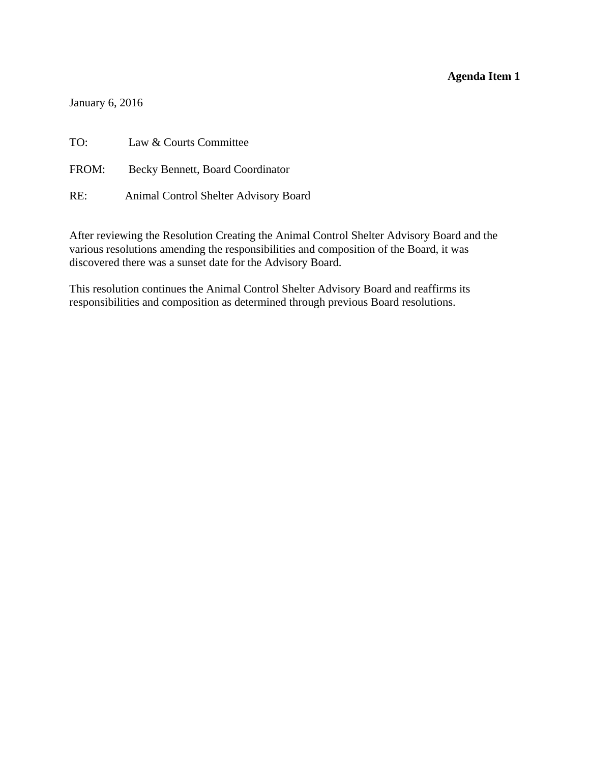**Agenda Item 1**

January 6, 2016

TO: Law & Courts Committee

FROM: Becky Bennett, Board Coordinator

RE: Animal Control Shelter Advisory Board

After reviewing the Resolution Creating the Animal Control Shelter Advisory Board and the various resolutions amending the responsibilities and composition of the Board, it was discovered there was a sunset date for the Advisory Board.

This resolution continues the Animal Control Shelter Advisory Board and reaffirms its responsibilities and composition as determined through previous Board resolutions.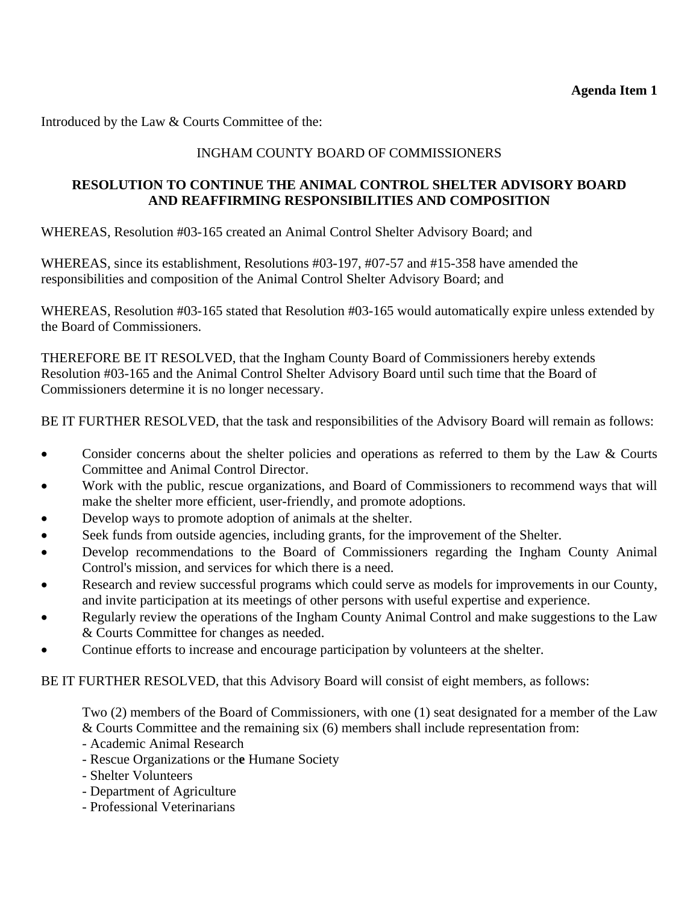**Agenda Item 1**

Introduced by the Law & Courts Committee of the:

INGHAM COUNTY BOARD OF COMMISSIONERS

**RESOLUTION TO CONTINUE THE ANIMAL CONTROL SHELTER ADVISORY BOARD AND REAFFIRMING RESPONSIBILITIES AND COMPOSITION**

WHEREAS, Resolution #03-165 created an Animal Control Shelter Advisory Board; and

WHEREAS, since its establishment, Resolutions #03-197, #07-57 and #15-358 have amended the responsibilities and composition of the Animal Control Shelter Advisory Board; and

WHEREAS, Resolution #03-165 stated that Resolution #03-165 would automatically expire unless extended by the Board of Commissioners.

THEREFORE BE IT RESOLVED, that the Ingham County Board of Commissioners hereby extends Resolution #03-165 and the Animal Control Shelter Advisory Board until such time that the Board of Commissioners determine it is no longer necessary.

BE IT FURTHER RESOLVED, that the task and responsibilities of the Advisory Board will remain as follows:

- Consider concerns about the shelter policies and operations as referred to them by the Law & Courts Committee and Animal Control Director.
- Work with the public, rescue organizations, and Board of Commissioners to recommend ways that will make the shelter more efficient, user-friendly, and promote adoptions.
- Develop ways to promote adoption of animals at the shelter.
- Seek funds from outside agencies, including grants, for the improvement of the Shelter.
- Develop recommendations to the Board of Commissioners regarding the Ingham County Animal Control's mission, and services for which there is a need.
- Research and review successful programs which could serve as models for improvements in our County, and invite participation at its meetings of other persons with useful expertise and experience.
- Regularly review the operations of the Ingham County Animal Control and make suggestions to the Law & Courts Committee for changes as needed.
- Continue efforts to increase and encourage participation by volunteers at the shelter.

BE IT FURTHER RESOLVED, that this Advisory Board will consist of eight members, as follows:

Two (2) members of the Board of Commissioners, with one (1) seat designated for a member of the Law & Courts Committee and the remaining six (6) members shall include representation from:
- Academic Animal Research
- Rescue Organizations or the Humane Society
- Shelter Volunteers
- Department of Agriculture
- Professional Veterinarians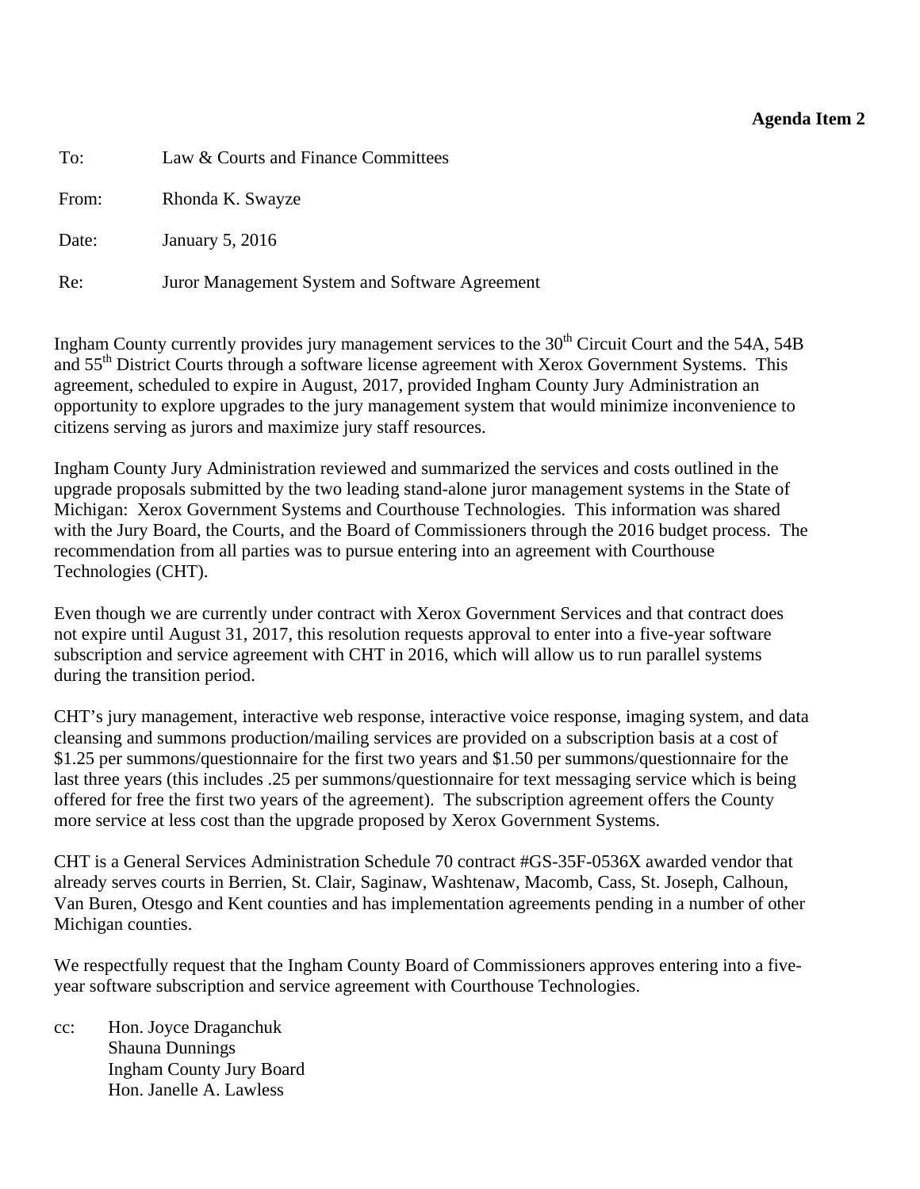**Agenda Item 2**

To: Law & Courts and Finance Committees

From: Rhonda K. Swayze

Date: January 5, 2016

Re: Juror Management System and Software Agreement

Ingham County currently provides jury management services to the 30th Circuit Court and the 54A, 54B and 55th District Courts through a software license agreement with Xerox Government Systems. This agreement, scheduled to expire in August, 2017, provided Ingham County Jury Administration an opportunity to explore upgrades to the jury management system that would minimize inconvenience to citizens serving as jurors and maximize jury staff resources.

Ingham County Jury Administration reviewed and summarized the services and costs outlined in the upgrade proposals submitted by the two leading stand-alone juror management systems in the State of Michigan: Xerox Government Systems and Courthouse Technologies. This information was shared with the Jury Board, the Courts, and the Board of Commissioners through the 2016 budget process. The recommendation from all parties was to pursue entering into an agreement with Courthouse Technologies (CHT).

Even though we are currently under contract with Xerox Government Services and that contract does not expire until August 31, 2017, this resolution requests approval to enter into a five-year software subscription and service agreement with CHT in 2016, which will allow us to run parallel systems during the transition period.

CHT's jury management, interactive web response, interactive voice response, imaging system, and data cleansing and summons production/mailing services are provided on a subscription basis at a cost of $1.25 per summons/questionnaire for the first two years and $1.50 per summons/questionnaire for the last three years (this includes .25 per summons/questionnaire for text messaging service which is being offered for free the first two years of the agreement). The subscription agreement offers the County more service at less cost than the upgrade proposed by Xerox Government Systems.

CHT is a General Services Administration Schedule 70 contract #GS-35F-0536X awarded vendor that already serves courts in Berrien, St. Clair, Saginaw, Washtenaw, Macomb, Cass, St. Joseph, Calhoun, Van Buren, Otesgo and Kent counties and has implementation agreements pending in a number of other Michigan counties.

We respectfully request that the Ingham County Board of Commissioners approves entering into a five-year software subscription and service agreement with Courthouse Technologies.

cc: Hon. Joyce Draganchuk
Shauna Dunnings
Ingham County Jury Board
Hon. Janelle A. Lawless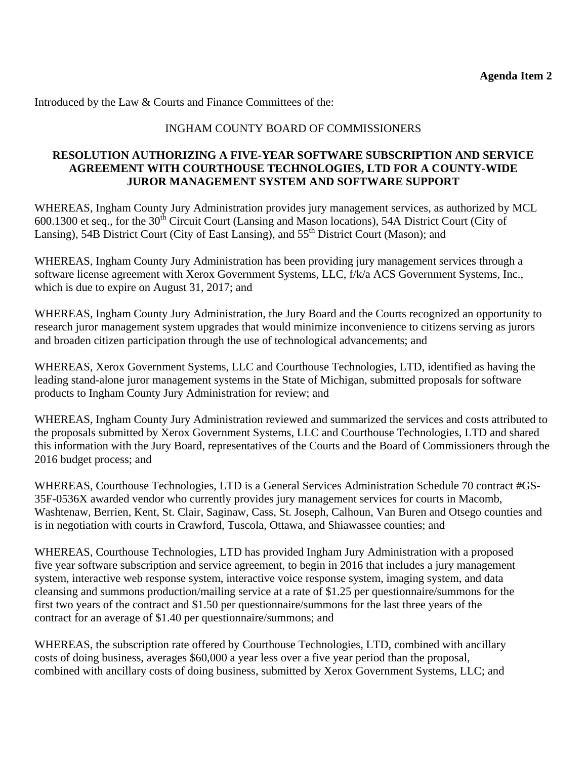**Agenda Item 2**

Introduced by the Law & Courts and Finance Committees of the:

INGHAM COUNTY BOARD OF COMMISSIONERS

**RESOLUTION AUTHORIZING A FIVE-YEAR SOFTWARE SUBSCRIPTION AND SERVICE AGREEMENT WITH COURTHOUSE TECHNOLOGIES, LTD FOR A COUNTY-WIDE JUROR MANAGEMENT SYSTEM AND SOFTWARE SUPPORT**

WHEREAS, Ingham County Jury Administration provides jury management services, as authorized by MCL 600.1300 et seq., for the 30th Circuit Court (Lansing and Mason locations), 54A District Court (City of Lansing), 54B District Court (City of East Lansing), and 55th District Court (Mason); and

WHEREAS, Ingham County Jury Administration has been providing jury management services through a software license agreement with Xerox Government Systems, LLC, f/k/a ACS Government Systems, Inc., which is due to expire on August 31, 2017; and

WHEREAS, Ingham County Jury Administration, the Jury Board and the Courts recognized an opportunity to research juror management system upgrades that would minimize inconvenience to citizens serving as jurors and broaden citizen participation through the use of technological advancements; and

WHEREAS, Xerox Government Systems, LLC and Courthouse Technologies, LTD, identified as having the leading stand-alone juror management systems in the State of Michigan, submitted proposals for software products to Ingham County Jury Administration for review; and

WHEREAS, Ingham County Jury Administration reviewed and summarized the services and costs attributed to the proposals submitted by Xerox Government Systems, LLC and Courthouse Technologies, LTD and shared this information with the Jury Board, representatives of the Courts and the Board of Commissioners through the 2016 budget process; and

WHEREAS, Courthouse Technologies, LTD is a General Services Administration Schedule 70 contract #GS-35F-0536X awarded vendor who currently provides jury management services for courts in Macomb, Washtenaw, Berrien, Kent, St. Clair, Saginaw, Cass, St. Joseph, Calhoun, Van Buren and Otsego counties and is in negotiation with courts in Crawford, Tuscola, Ottawa, and Shiawassee counties; and

WHEREAS, Courthouse Technologies, LTD has provided Ingham Jury Administration with a proposed five year software subscription and service agreement, to begin in 2016 that includes a jury management system, interactive web response system, interactive voice response system, imaging system, and data cleansing and summons production/mailing service at a rate of $1.25 per questionnaire/summons for the first two years of the contract and $1.50 per questionnaire/summons for the last three years of the contract for an average of $1.40 per questionnaire/summons; and

WHEREAS, the subscription rate offered by Courthouse Technologies, LTD, combined with ancillary costs of doing business, averages $60,000 a year less over a five year period than the proposal, combined with ancillary costs of doing business, submitted by Xerox Government Systems, LLC; and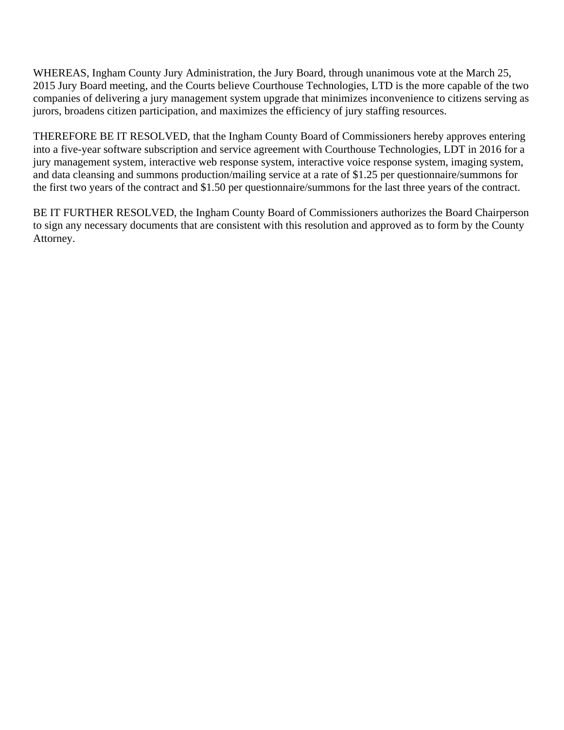WHEREAS, Ingham County Jury Administration, the Jury Board, through unanimous vote at the March 25, 2015 Jury Board meeting, and the Courts believe Courthouse Technologies, LTD is the more capable of the two companies of delivering a jury management system upgrade that minimizes inconvenience to citizens serving as jurors, broadens citizen participation, and maximizes the efficiency of jury staffing resources.

THEREFORE BE IT RESOLVED, that the Ingham County Board of Commissioners hereby approves entering into a five-year software subscription and service agreement with Courthouse Technologies, LDT in 2016 for a jury management system, interactive web response system, interactive voice response system, imaging system, and data cleansing and summons production/mailing service at a rate of $1.25 per questionnaire/summons for the first two years of the contract and $1.50 per questionnaire/summons for the last three years of the contract.

BE IT FURTHER RESOLVED, the Ingham County Board of Commissioners authorizes the Board Chairperson to sign any necessary documents that are consistent with this resolution and approved as to form by the County Attorney.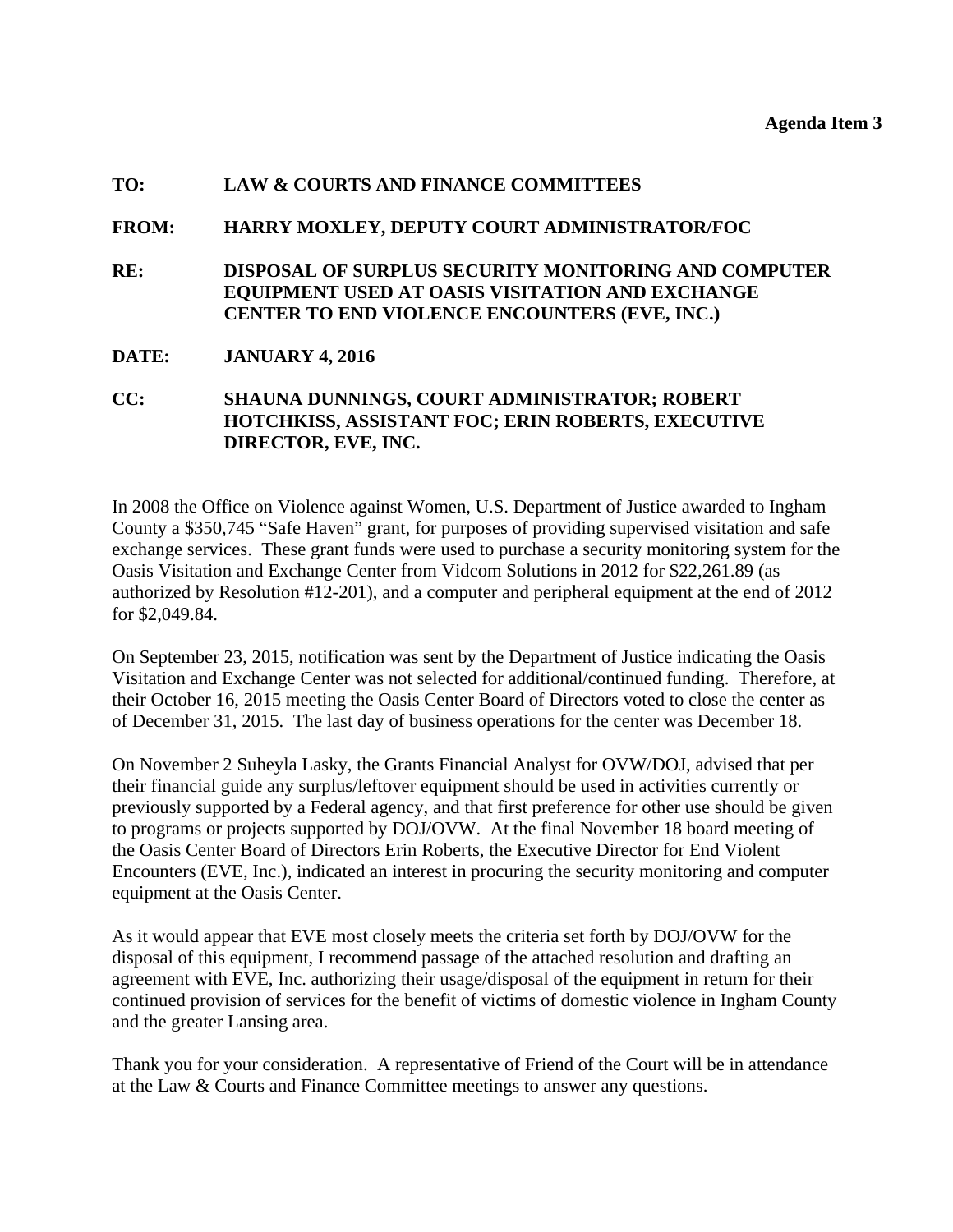**Agenda Item 3**

**TO:** **LAW & COURTS AND FINANCE COMMITTEES**

**FROM:** **HARRY MOXLEY, DEPUTY COURT ADMINISTRATOR/FOC**

**RE:** **DISPOSAL OF SURPLUS SECURITY MONITORING AND COMPUTER EQUIPMENT USED AT OASIS VISITATION AND EXCHANGE CENTER TO END VIOLENCE ENCOUNTERS (EVE, INC.)**

**DATE:** **JANUARY 4, 2016**

**CC:** **SHAUNA DUNNINGS, COURT ADMINISTRATOR; ROBERT HOTCHKISS, ASSISTANT FOC; ERIN ROBERTS, EXECUTIVE DIRECTOR, EVE, INC.**

In 2008 the Office on Violence against Women, U.S. Department of Justice awarded to Ingham County a $350,745 "Safe Haven" grant, for purposes of providing supervised visitation and safe exchange services. These grant funds were used to purchase a security monitoring system for the Oasis Visitation and Exchange Center from Vidcom Solutions in 2012 for $22,261.89 (as authorized by Resolution #12-201), and a computer and peripheral equipment at the end of 2012 for $2,049.84.

On September 23, 2015, notification was sent by the Department of Justice indicating the Oasis Visitation and Exchange Center was not selected for additional/continued funding. Therefore, at their October 16, 2015 meeting the Oasis Center Board of Directors voted to close the center as of December 31, 2015. The last day of business operations for the center was December 18.

On November 2 Suheyla Lasky, the Grants Financial Analyst for OVW/DOJ, advised that per their financial guide any surplus/leftover equipment should be used in activities currently or previously supported by a Federal agency, and that first preference for other use should be given to programs or projects supported by DOJ/OVW. At the final November 18 board meeting of the Oasis Center Board of Directors Erin Roberts, the Executive Director for End Violent Encounters (EVE, Inc.), indicated an interest in procuring the security monitoring and computer equipment at the Oasis Center.

As it would appear that EVE most closely meets the criteria set forth by DOJ/OVW for the disposal of this equipment, I recommend passage of the attached resolution and drafting an agreement with EVE, Inc. authorizing their usage/disposal of the equipment in return for their continued provision of services for the benefit of victims of domestic violence in Ingham County and the greater Lansing area.

Thank you for your consideration. A representative of Friend of the Court will be in attendance at the Law & Courts and Finance Committee meetings to answer any questions.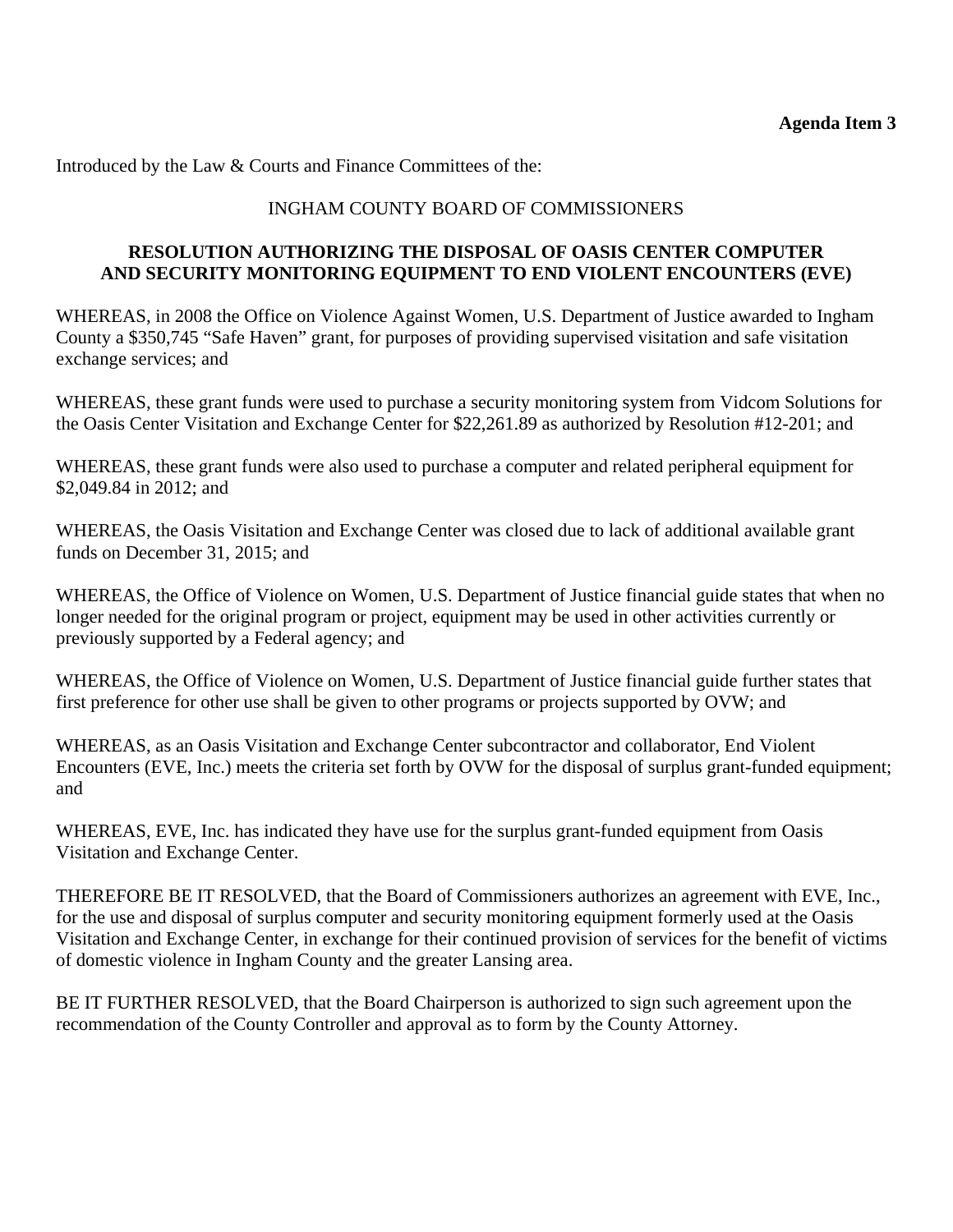**Agenda Item 3**

Introduced by the Law & Courts and Finance Committees of the:

INGHAM COUNTY BOARD OF COMMISSIONERS

**RESOLUTION AUTHORIZING THE DISPOSAL OF OASIS CENTER COMPUTER AND SECURITY MONITORING EQUIPMENT TO END VIOLENT ENCOUNTERS (EVE)**

WHEREAS, in 2008 the Office on Violence Against Women, U.S. Department of Justice awarded to Ingham County a $350,745 "Safe Haven" grant, for purposes of providing supervised visitation and safe visitation exchange services; and

WHEREAS, these grant funds were used to purchase a security monitoring system from Vidcom Solutions for the Oasis Center Visitation and Exchange Center for $22,261.89 as authorized by Resolution #12-201; and

WHEREAS, these grant funds were also used to purchase a computer and related peripheral equipment for $2,049.84 in 2012; and

WHEREAS, the Oasis Visitation and Exchange Center was closed due to lack of additional available grant funds on December 31, 2015; and

WHEREAS, the Office of Violence on Women, U.S. Department of Justice financial guide states that when no longer needed for the original program or project, equipment may be used in other activities currently or previously supported by a Federal agency; and

WHEREAS, the Office of Violence on Women, U.S. Department of Justice financial guide further states that first preference for other use shall be given to other programs or projects supported by OVW; and

WHEREAS, as an Oasis Visitation and Exchange Center subcontractor and collaborator, End Violent Encounters (EVE, Inc.) meets the criteria set forth by OVW for the disposal of surplus grant-funded equipment; and

WHEREAS, EVE, Inc. has indicated they have use for the surplus grant-funded equipment from Oasis Visitation and Exchange Center.

THEREFORE BE IT RESOLVED, that the Board of Commissioners authorizes an agreement with EVE, Inc., for the use and disposal of surplus computer and security monitoring equipment formerly used at the Oasis Visitation and Exchange Center, in exchange for their continued provision of services for the benefit of victims of domestic violence in Ingham County and the greater Lansing area.

BE IT FURTHER RESOLVED, that the Board Chairperson is authorized to sign such agreement upon the recommendation of the County Controller and approval as to form by the County Attorney.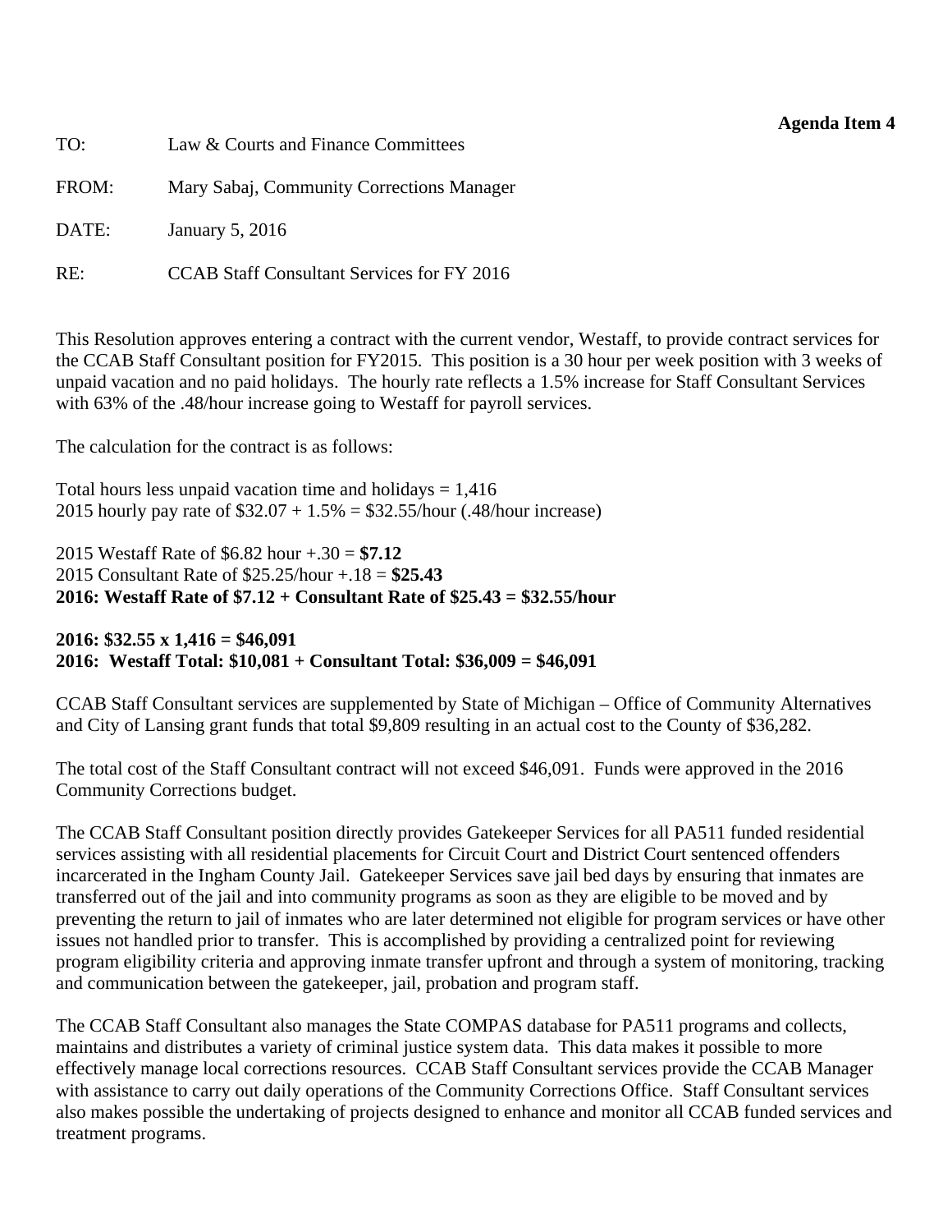**Agenda Item 4**

TO: Law & Courts and Finance Committees

FROM: Mary Sabaj, Community Corrections Manager

DATE: January 5, 2016

RE: CCAB Staff Consultant Services for FY 2016

This Resolution approves entering a contract with the current vendor, Westaff, to provide contract services for the CCAB Staff Consultant position for FY2015. This position is a 30 hour per week position with 3 weeks of unpaid vacation and no paid holidays. The hourly rate reflects a 1.5% increase for Staff Consultant Services with 63% of the .48/hour increase going to Westaff for payroll services.

The calculation for the contract is as follows:

Total hours less unpaid vacation time and holidays = 1,416
2015 hourly pay rate of $32.07 + 1.5% = $32.55/hour (.48/hour increase)

2015 Westaff Rate of $6.82 hour +.30 = **$7.12**
2015 Consultant Rate of $25.25/hour +.18 = **$25.43**
**2016: Westaff Rate of $7.12 + Consultant Rate of $25.43 = $32.55/hour**

**2016: $32.55 x 1,416 = $46,091**
**2016: Westaff Total: $10,081 + Consultant Total: $36,009 = $46,091**

CCAB Staff Consultant services are supplemented by State of Michigan – Office of Community Alternatives and City of Lansing grant funds that total $9,809 resulting in an actual cost to the County of $36,282.

The total cost of the Staff Consultant contract will not exceed $46,091. Funds were approved in the 2016 Community Corrections budget.

The CCAB Staff Consultant position directly provides Gatekeeper Services for all PA511 funded residential services assisting with all residential placements for Circuit Court and District Court sentenced offenders incarcerated in the Ingham County Jail. Gatekeeper Services save jail bed days by ensuring that inmates are transferred out of the jail and into community programs as soon as they are eligible to be moved and by preventing the return to jail of inmates who are later determined not eligible for program services or have other issues not handled prior to transfer. This is accomplished by providing a centralized point for reviewing program eligibility criteria and approving inmate transfer upfront and through a system of monitoring, tracking and communication between the gatekeeper, jail, probation and program staff.

The CCAB Staff Consultant also manages the State COMPAS database for PA511 programs and collects, maintains and distributes a variety of criminal justice system data. This data makes it possible to more effectively manage local corrections resources. CCAB Staff Consultant services provide the CCAB Manager with assistance to carry out daily operations of the Community Corrections Office. Staff Consultant services also makes possible the undertaking of projects designed to enhance and monitor all CCAB funded services and treatment programs.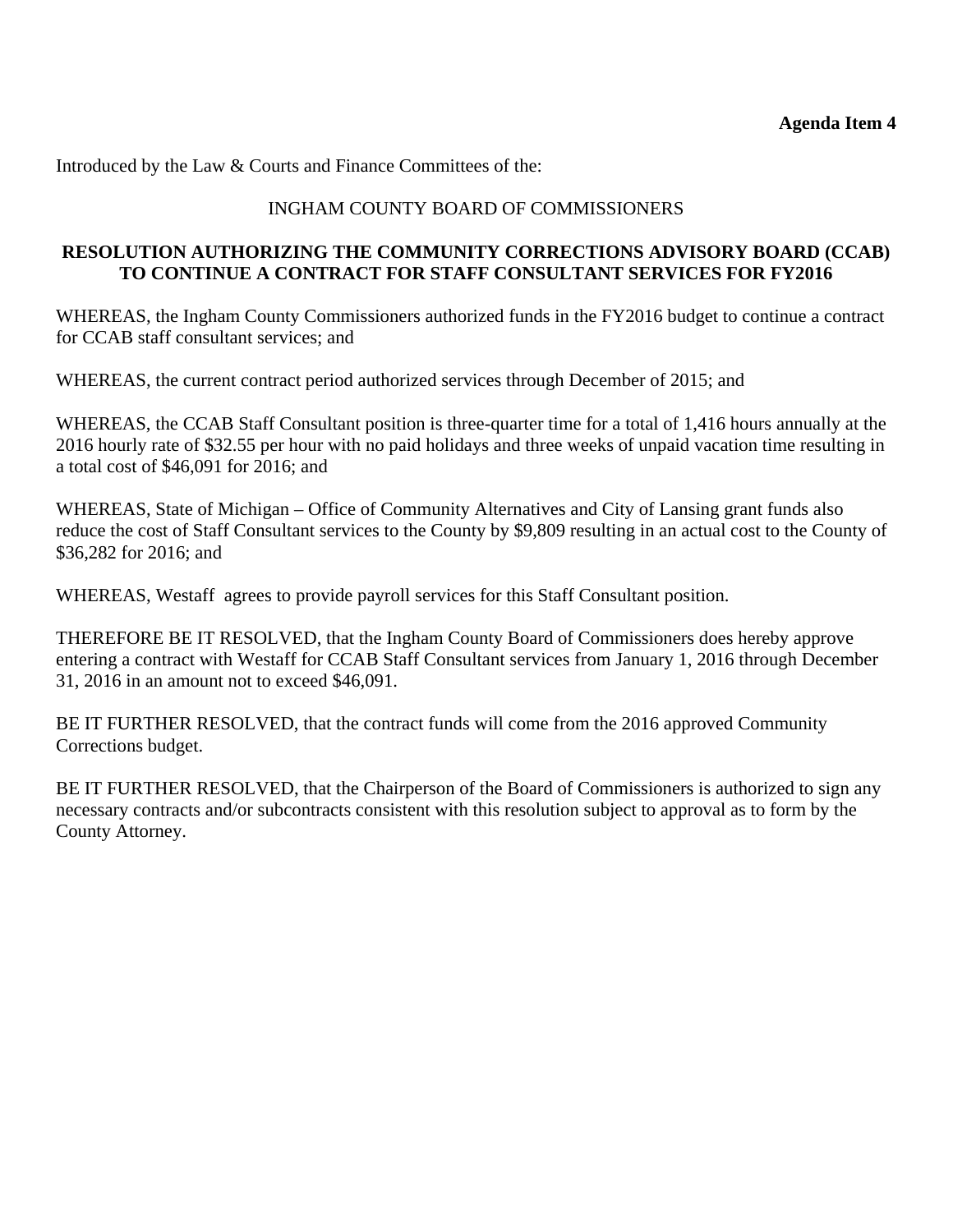**Agenda Item 4**

Introduced by the Law & Courts and Finance Committees of the:

INGHAM COUNTY BOARD OF COMMISSIONERS

**RESOLUTION AUTHORIZING THE COMMUNITY CORRECTIONS ADVISORY BOARD (CCAB) TO CONTINUE A CONTRACT FOR STAFF CONSULTANT SERVICES FOR FY2016**

WHEREAS, the Ingham County Commissioners authorized funds in the FY2016 budget to continue a contract for CCAB staff consultant services; and

WHEREAS, the current contract period authorized services through December of 2015; and

WHEREAS, the CCAB Staff Consultant position is three-quarter time for a total of 1,416 hours annually at the 2016 hourly rate of $32.55 per hour with no paid holidays and three weeks of unpaid vacation time resulting in a total cost of $46,091 for 2016; and

WHEREAS, State of Michigan – Office of Community Alternatives and City of Lansing grant funds also reduce the cost of Staff Consultant services to the County by $9,809 resulting in an actual cost to the County of $36,282 for 2016; and

WHEREAS, Westaff agrees to provide payroll services for this Staff Consultant position.

THEREFORE BE IT RESOLVED, that the Ingham County Board of Commissioners does hereby approve entering a contract with Westaff for CCAB Staff Consultant services from January 1, 2016 through December 31, 2016 in an amount not to exceed $46,091.

BE IT FURTHER RESOLVED, that the contract funds will come from the 2016 approved Community Corrections budget.

BE IT FURTHER RESOLVED, that the Chairperson of the Board of Commissioners is authorized to sign any necessary contracts and/or subcontracts consistent with this resolution subject to approval as to form by the County Attorney.